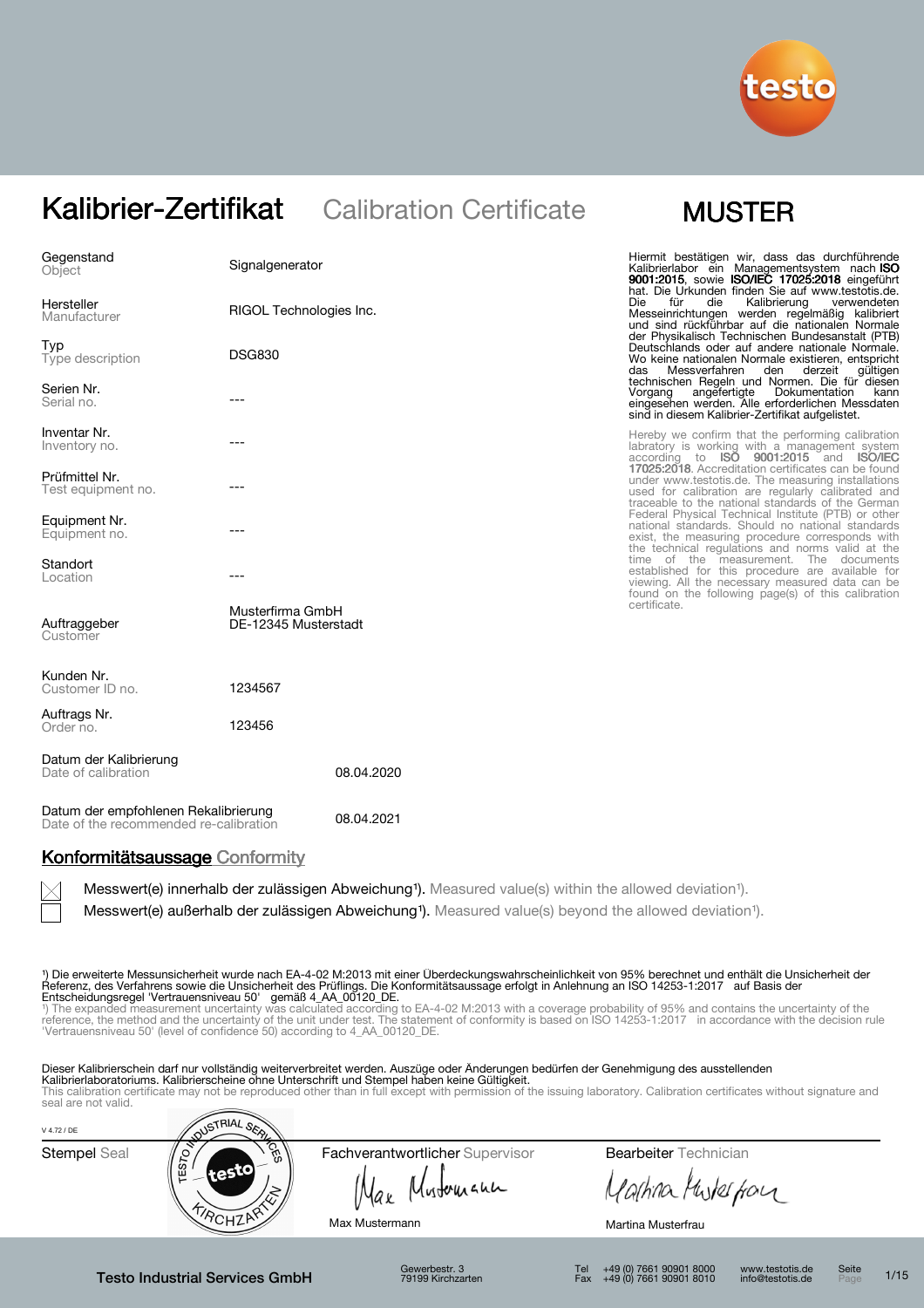# Kalibrier-Zertifikat Calibration Certificate

**MUSTER**

| | |
|---|---|
| Gegenstand / Object | Signalgenerator |
| Hersteller / Manufacturer | RIGOL Technologies Inc. |
| Typ / Type description | DSG830 |
| Serien Nr. / Serial no. | --- |
| Inventar Nr. / Inventory no. | --- |
| Prüfmittel Nr. / Test equipment no. | --- |
| Equipment Nr. / Equipment no. | --- |
| Standort / Location | --- |
| Auftraggeber / Customer | Musterfirma GmbH DE-12345 Musterstadt |
| Kunden Nr. / Customer ID no. | 1234567 |
| Auftrags Nr. / Order no. | 123456 |
| Datum der Kalibrierung / Date of calibration | 08.04.2020 |
| Datum der empfohlenen Rekalibrierung / Date of the recommended re-calibration | 08.04.2021 |

Hiermit bestätigen wir, dass das durchführende Kalibrierlabor ein Managementsystem nach **ISO 9001:2015**, sowie **ISO/IEC 17025:2018** eingeführt hat. Die Urkunden finden Sie auf www.testotis.de. Die für die Kalibrierung verwendeten Messeinrichtungen werden regelmäßig kalibriert und sind rückführbar auf die nationalen Normale der Physikalisch Technischen Bundesanstalt (PTB) Deutschlands oder auf andere nationale Normale. Wo keine nationalen Normale existieren, entspricht das Messverfahren den derzeit gültigen technischen Regeln und Normen. Die für diesen Vorgang angefertigte Dokumentation kann eingesehen werden. Alle erforderlichen Messdaten sind in diesem Kalibrier-Zertifikat aufgelistet.

Hereby we confirm that the performing calibration laboratory is working with a management system according to **ISO 9001:2015** and **ISO/IEC 17025:2018**. Accreditation certificates can be found under www.testotis.de. The measuring installations used for calibration are regularly calibrated and traceable to the national standards of the German Federal Physical Technical Institute (PTB) or other national standards. Should no national standards exist, the measuring procedure corresponds with the technical regulations and norms valid at the time of the measurement. The documents established for this procedure are available for viewing. All the necessary measured data can be found on the following page(s) of this calibration certificate.

## Konformitätsaussage Conformity

- [x] Messwert(e) innerhalb der zulässigen Abweichung¹). Measured value(s) within the allowed deviation¹).
- [ ] Messwert(e) außerhalb der zulässigen Abweichung¹). Measured value(s) beyond the allowed deviation¹).

¹) Die erweiterte Messunsicherheit wurde nach EA-4-02 M:2013 mit einer Überdeckungswahrscheinlichkeit von 95% berechnet und enthält die Unsicherheit der Referenz, des Verfahrens sowie die Unsicherheit des Prüflings. Die Konformitätsaussage erfolgt in Anlehnung an ISO 14253-1:2017 auf Basis der Entscheidungsregel 'Vertrauensniveau 50' gemäß 4_AA_00120_DE.

¹) The expanded measurement uncertainty was calculated according to EA-4-02 M:2013 with a coverage probability of 95% and contains the uncertainty of the reference, the method and the uncertainty of the unit under test. The statement of conformity is based on ISO 14253-1:2017 in accordance with the decision rule 'Vertrauensniveau 50' (level of confidence 50) according to 4_AA_00120_DE.

Dieser Kalibrierschein darf nur vollständig weiterverbreitet werden. Auszüge oder Änderungen bedürfen der Genehmigung des ausstellenden Kalibrierlaboratoriums. Kalibrierscheine ohne Unterschrift und Stempel haben keine Gültigkeit.
This calibration certificate may not be reproduced other than in full except with permission of the issuing laboratory. Calibration certificates without signature and seal are not valid.

V 4.72 / DE

| Stempel Seal | Fachverantwortlicher Supervisor | Bearbeiter Technician |
|---|---|---|
| TESTO INDUSTRIAL SERVICES testo KIRCHZARTEN | Max Mustermann | Martina Musterfrau |

Testo Industrial Services GmbH — Gewerbestr. 3, 79199 Kirchzarten — Tel +49 (0) 7661 90901 8000, Fax +49 (0) 7661 90901 8010 — www.testotis.de, info@testotis.de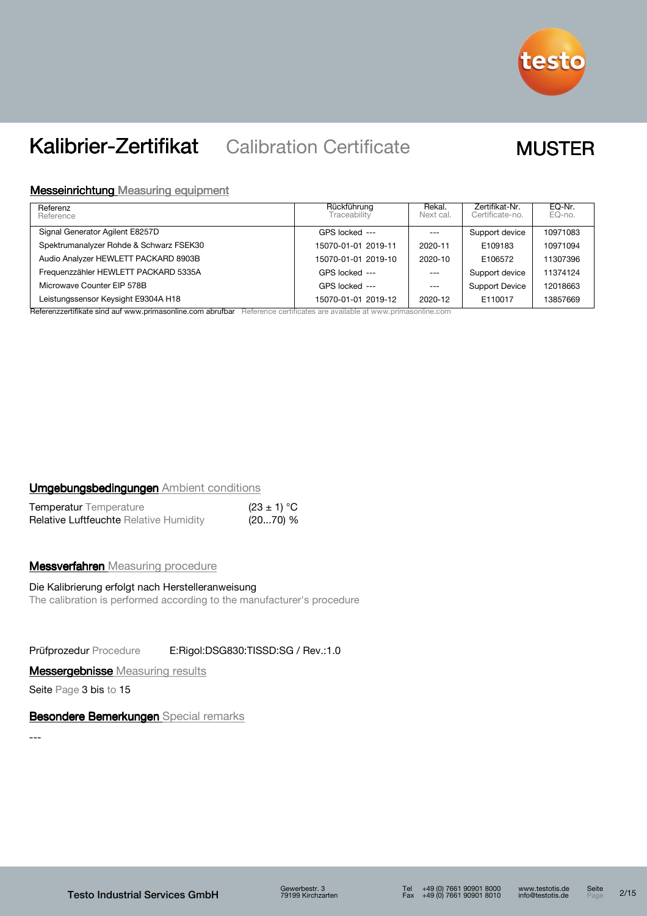# Kalibrier-Zertifikat Calibration Certificate

**MUSTER**

## Messeinrichtung Measuring equipment

| Referenz Reference | Rückführung Traceability | Rekal. Next cal. | Zertifikat-Nr. Certificate-no. | EQ-Nr. EQ-no. |
|---|---|---|---|---|
| Signal Generator Agilent E8257D | GPS locked --- | --- | Support device | 10971083 |
| Spektrumanalyzer Rohde & Schwarz FSEK30 | 15070-01-01 2019-11 | 2020-11 | E109183 | 10971094 |
| Audio Analyzer HEWLETT PACKARD 8903B | 15070-01-01 2019-10 | 2020-10 | E106572 | 11307396 |
| Frequenzzähler HEWLETT PACKARD 5335A | GPS locked --- | --- | Support device | 11374124 |
| Microwave Counter EIP 578B | GPS locked --- | --- | Support Device | 12018663 |
| Leistungssensor Keysight E9304A H18 | 15070-01-01 2019-12 | 2020-12 | E110017 | 13857669 |

Referenzzertifikate sind auf www.primasonline.com abrufbar Reference certificates are available at www.primasonline.com

## Umgebungsbedingungen Ambient conditions

| | |
|---|---|
| Temperatur Temperature | (23 ± 1) °C |
| Relative Luftfeuchte Relative Humidity | (20...70) % |

## Messverfahren Measuring procedure

Die Kalibrierung erfolgt nach Herstelleranweisung
The calibration is performed according to the manufacturer's procedure

Prüfprozedur Procedure E:Rigol:DSG830:TISSD:SG / Rev.:1.0

## Messergebnisse Measuring results

Seite Page 3 bis to 15

## Besondere Bemerkungen Special remarks

---

Testo Industrial Services GmbH | Gewerbestr. 3, 79199 Kirchzarten | Tel +49 (0) 7661 90901 8000 | Fax +49 (0) 7661 90901 8010 | www.testotis.de | info@testotis.de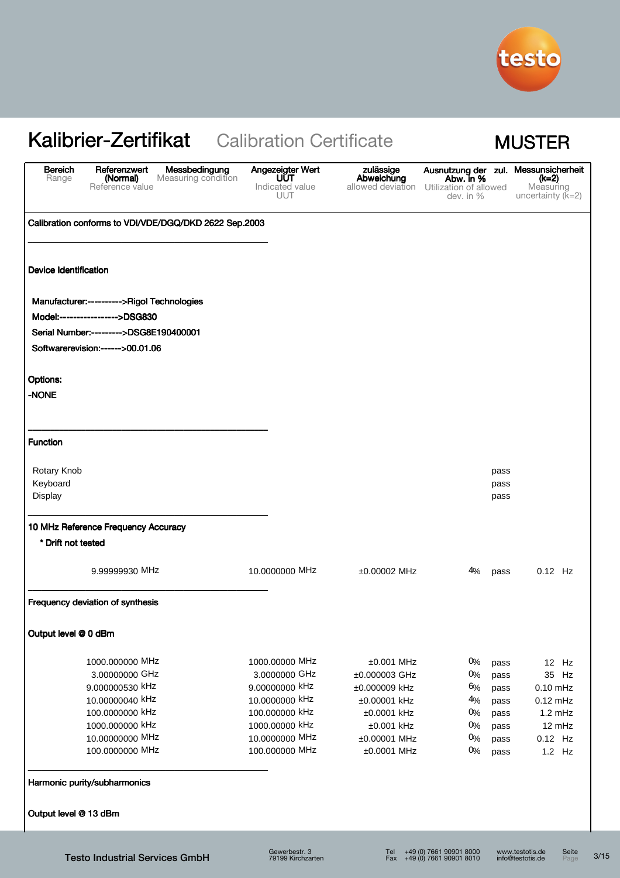# Kalibrier-Zertifikat Calibration Certificate

**MUSTER**

| Bereich<br>Range | Referenzwert (Normal)<br>Reference value | Messbedingung<br>Measuring condition | Angezeigter Wert UUT<br>Indicated value UUT | zulässige Abweichung<br>allowed deviation | Ausnutzung der zul. Abw. in %<br>Utilization of allowed dev. in % | | Messunsicherheit (k=2)<br>Measuring uncertainty (k=2) |
|---|---|---|---|---|---|---|---|

Calibration conforms to VDI/VDE/DGQ/DKD 2622 Sep.2003

**Device Identification**

**Manufacturer:---------->Rigol Technologies**
**Model:----------------->DSG830**
**Serial Number:--------->DSG8E190400001**
**Softwarerevision:------>00.01.06**

**Options:**
**-NONE**

**Function**

| | | | | |
|---|---|---|---|---|
| Rotary Knob | | | | pass |
| Keyboard | | | | pass |
| Display | | | | pass |

**10 MHz Reference Frequency Accuracy**

**\* Drift not tested**

| Referenzwert | Angezeigter Wert UUT | zulässige Abweichung | Ausnutzung % | | Messunsicherheit |
|---|---|---|---|---|---|
| 9.99999930 MHz | 10.0000000 MHz | ±0.00002 MHz | 4% | pass | 0.12 Hz |

**Frequency deviation of synthesis**

**Output level @ 0 dBm**

| Referenzwert | Angezeigter Wert UUT | zulässige Abweichung | Ausnutzung % | | Messunsicherheit |
|---|---|---|---|---|---|
| 1000.000000 MHz | 1000.00000 MHz | ±0.001 MHz | 0% | pass | 12 Hz |
| 3.00000000 GHz | 3.0000000 GHz | ±0.000003 GHz | 0% | pass | 35 Hz |
| 9.000000530 kHz | 9.00000000 kHz | ±0.000009 kHz | 6% | pass | 0.10 mHz |
| 10.00000040 kHz | 10.0000000 kHz | ±0.00001 kHz | 4% | pass | 0.12 mHz |
| 100.0000000 kHz | 100.000000 kHz | ±0.0001 kHz | 0% | pass | 1.2 mHz |
| 1000.000000 kHz | 1000.00000 kHz | ±0.001 kHz | 0% | pass | 12 mHz |
| 10.00000000 MHz | 10.0000000 MHz | ±0.00001 MHz | 0% | pass | 0.12 Hz |
| 100.0000000 MHz | 100.000000 MHz | ±0.0001 MHz | 0% | pass | 1.2 Hz |

**Harmonic purity/subharmonics**

**Output level @ 13 dBm**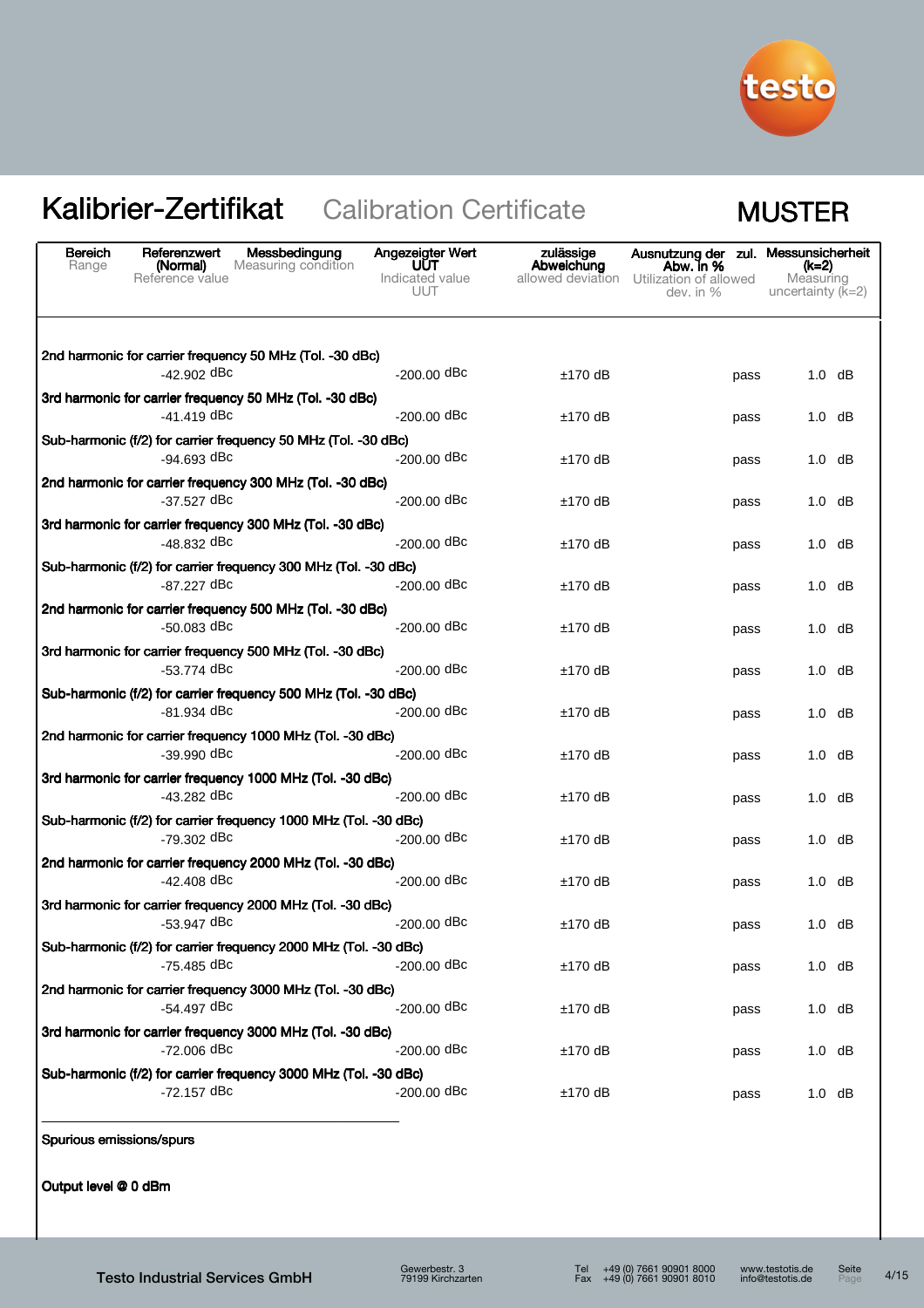# Kalibrier-Zertifikat Calibration Certificate

**MUSTER**

| Bereich<br>Range | Referenzwert (Normal)<br>Reference value | Messbedingung<br>Measuring condition | Angezeigter Wert UUT<br>Indicated value UUT | zulässige Abweichung<br>allowed deviation | Ausnutzung der zul. Abw. in %<br>Utilization of allowed dev. in % | Messunsicherheit (k=2)<br>Measuring uncertainty (k=2) |
|---|---|---|---|---|---|---|
| **2nd harmonic for carrier frequency 50 MHz (Tol. -30 dBc)** | | | | | | |
| | -42.902 dBc | | -200.00 dBc | ±170 dB | pass | 1.0 dB |
| **3rd harmonic for carrier frequency 50 MHz (Tol. -30 dBc)** | | | | | | |
| | -41.419 dBc | | -200.00 dBc | ±170 dB | pass | 1.0 dB |
| **Sub-harmonic (f/2) for carrier frequency 50 MHz (Tol. -30 dBc)** | | | | | | |
| | -94.693 dBc | | -200.00 dBc | ±170 dB | pass | 1.0 dB |
| **2nd harmonic for carrier frequency 300 MHz (Tol. -30 dBc)** | | | | | | |
| | -37.527 dBc | | -200.00 dBc | ±170 dB | pass | 1.0 dB |
| **3rd harmonic for carrier frequency 300 MHz (Tol. -30 dBc)** | | | | | | |
| | -48.832 dBc | | -200.00 dBc | ±170 dB | pass | 1.0 dB |
| **Sub-harmonic (f/2) for carrier frequency 300 MHz (Tol. -30 dBc)** | | | | | | |
| | -87.227 dBc | | -200.00 dBc | ±170 dB | pass | 1.0 dB |
| **2nd harmonic for carrier frequency 500 MHz (Tol. -30 dBc)** | | | | | | |
| | -50.083 dBc | | -200.00 dBc | ±170 dB | pass | 1.0 dB |
| **3rd harmonic for carrier frequency 500 MHz (Tol. -30 dBc)** | | | | | | |
| | -53.774 dBc | | -200.00 dBc | ±170 dB | pass | 1.0 dB |
| **Sub-harmonic (f/2) for carrier frequency 500 MHz (Tol. -30 dBc)** | | | | | | |
| | -81.934 dBc | | -200.00 dBc | ±170 dB | pass | 1.0 dB |
| **2nd harmonic for carrier frequency 1000 MHz (Tol. -30 dBc)** | | | | | | |
| | -39.990 dBc | | -200.00 dBc | ±170 dB | pass | 1.0 dB |
| **3rd harmonic for carrier frequency 1000 MHz (Tol. -30 dBc)** | | | | | | |
| | -43.282 dBc | | -200.00 dBc | ±170 dB | pass | 1.0 dB |
| **Sub-harmonic (f/2) for carrier frequency 1000 MHz (Tol. -30 dBc)** | | | | | | |
| | -79.302 dBc | | -200.00 dBc | ±170 dB | pass | 1.0 dB |
| **2nd harmonic for carrier frequency 2000 MHz (Tol. -30 dBc)** | | | | | | |
| | -42.408 dBc | | -200.00 dBc | ±170 dB | pass | 1.0 dB |
| **3rd harmonic for carrier frequency 2000 MHz (Tol. -30 dBc)** | | | | | | |
| | -53.947 dBc | | -200.00 dBc | ±170 dB | pass | 1.0 dB |
| **Sub-harmonic (f/2) for carrier frequency 2000 MHz (Tol. -30 dBc)** | | | | | | |
| | -75.485 dBc | | -200.00 dBc | ±170 dB | pass | 1.0 dB |
| **2nd harmonic for carrier frequency 3000 MHz (Tol. -30 dBc)** | | | | | | |
| | -54.497 dBc | | -200.00 dBc | ±170 dB | pass | 1.0 dB |
| **3rd harmonic for carrier frequency 3000 MHz (Tol. -30 dBc)** | | | | | | |
| | -72.006 dBc | | -200.00 dBc | ±170 dB | pass | 1.0 dB |
| **Sub-harmonic (f/2) for carrier frequency 3000 MHz (Tol. -30 dBc)** | | | | | | |
| | -72.157 dBc | | -200.00 dBc | ±170 dB | pass | 1.0 dB |

---

**Spurious emissions/spurs**

**Output level @ 0 dBm**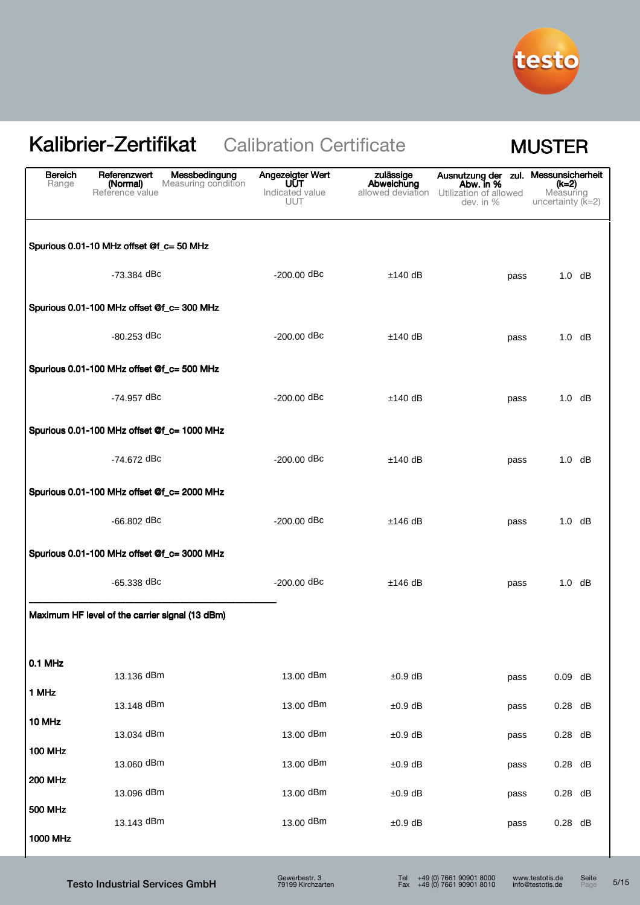# Kalibrier-Zertifikat Calibration Certificate

**MUSTER**

| Bereich<br>Range | Referenzwert (Normal)<br>Reference value | Messbedingung<br>Measuring condition | Angezeigter Wert UUT<br>Indicated value UUT | zulässige Abweichung<br>allowed deviation | Ausnutzung der zul. Abw. in %<br>Utilization of allowed dev. in % | | Messunsicherheit (k=2)<br>Measuring uncertainty (k=2) |
|---|---|---|---|---|---|---|---|
| **Spurious 0.01-10 MHz offset @f_c= 50 MHz** | | | | | | | |
| | -73.384 dBc | | -200.00 dBc | ±140 dB | | pass | 1.0 dB |
| **Spurious 0.01-100 MHz offset @f_c= 300 MHz** | | | | | | | |
| | -80.253 dBc | | -200.00 dBc | ±140 dB | | pass | 1.0 dB |
| **Spurious 0.01-100 MHz offset @f_c= 500 MHz** | | | | | | | |
| | -74.957 dBc | | -200.00 dBc | ±140 dB | | pass | 1.0 dB |
| **Spurious 0.01-100 MHz offset @f_c= 1000 MHz** | | | | | | | |
| | -74.672 dBc | | -200.00 dBc | ±140 dB | | pass | 1.0 dB |
| **Spurious 0.01-100 MHz offset @f_c= 2000 MHz** | | | | | | | |
| | -66.802 dBc | | -200.00 dBc | ±146 dB | | pass | 1.0 dB |
| **Spurious 0.01-100 MHz offset @f_c= 3000 MHz** | | | | | | | |
| | -65.338 dBc | | -200.00 dBc | ±146 dB | | pass | 1.0 dB |
| **Maximum HF level of the carrier signal (13 dBm)** | | | | | | | |
| **0.1 MHz** | 13.136 dBm | | 13.00 dBm | ±0.9 dB | | pass | 0.09 dB |
| **1 MHz** | 13.148 dBm | | 13.00 dBm | ±0.9 dB | | pass | 0.28 dB |
| **10 MHz** | 13.034 dBm | | 13.00 dBm | ±0.9 dB | | pass | 0.28 dB |
| **100 MHz** | 13.060 dBm | | 13.00 dBm | ±0.9 dB | | pass | 0.28 dB |
| **200 MHz** | 13.096 dBm | | 13.00 dBm | ±0.9 dB | | pass | 0.28 dB |
| **500 MHz** | 13.143 dBm | | 13.00 dBm | ±0.9 dB | | pass | 0.28 dB |
| **1000 MHz** | | | | | | | |

Testo Industrial Services GmbH — Gewerbestr. 3, 79199 Kirchzarten — Tel +49 (0) 7661 90901 8000, Fax +49 (0) 7661 90901 8010 — www.testotis.de, info@testotis.de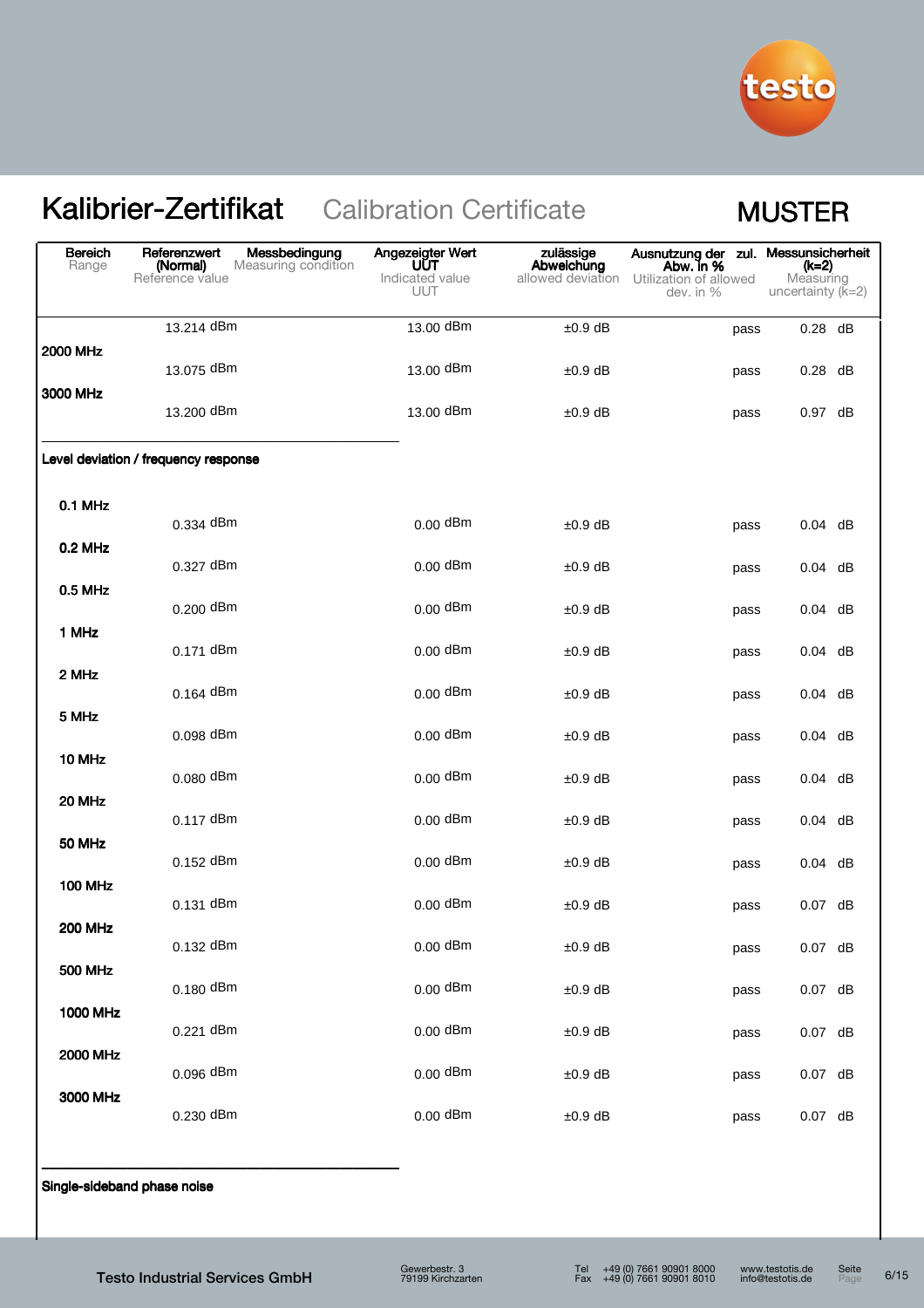# Kalibrier-Zertifikat Calibration Certificate

MUSTER

| Bereich Range | Referenzwert (Normal) Reference value | Messbedingung Measuring condition | Angezeigter Wert UUT Indicated value UUT | zulässige Abweichung allowed deviation | Ausnutzung der zul. Abw. in % Utilization of allowed dev. in % | Messunsicherheit (k=2) Measuring uncertainty (k=2) |
|---|---|---|---|---|---|---|
| | 13.214 dBm | | 13.00 dBm | ±0.9 dB | pass | 0.28 dB |
| 2000 MHz | 13.075 dBm | | 13.00 dBm | ±0.9 dB | pass | 0.28 dB |
| 3000 MHz | 13.200 dBm | | 13.00 dBm | ±0.9 dB | pass | 0.97 dB |
| **Level deviation / frequency response** | | | | | | |
| 0.1 MHz | 0.334 dBm | | 0.00 dBm | ±0.9 dB | pass | 0.04 dB |
| 0.2 MHz | 0.327 dBm | | 0.00 dBm | ±0.9 dB | pass | 0.04 dB |
| 0.5 MHz | 0.200 dBm | | 0.00 dBm | ±0.9 dB | pass | 0.04 dB |
| 1 MHz | 0.171 dBm | | 0.00 dBm | ±0.9 dB | pass | 0.04 dB |
| 2 MHz | 0.164 dBm | | 0.00 dBm | ±0.9 dB | pass | 0.04 dB |
| 5 MHz | 0.098 dBm | | 0.00 dBm | ±0.9 dB | pass | 0.04 dB |
| 10 MHz | 0.080 dBm | | 0.00 dBm | ±0.9 dB | pass | 0.04 dB |
| 20 MHz | 0.117 dBm | | 0.00 dBm | ±0.9 dB | pass | 0.04 dB |
| 50 MHz | 0.152 dBm | | 0.00 dBm | ±0.9 dB | pass | 0.04 dB |
| 100 MHz | 0.131 dBm | | 0.00 dBm | ±0.9 dB | pass | 0.07 dB |
| 200 MHz | 0.132 dBm | | 0.00 dBm | ±0.9 dB | pass | 0.07 dB |
| 500 MHz | 0.180 dBm | | 0.00 dBm | ±0.9 dB | pass | 0.07 dB |
| 1000 MHz | 0.221 dBm | | 0.00 dBm | ±0.9 dB | pass | 0.07 dB |
| 2000 MHz | 0.096 dBm | | 0.00 dBm | ±0.9 dB | pass | 0.07 dB |
| 3000 MHz | 0.230 dBm | | 0.00 dBm | ±0.9 dB | pass | 0.07 dB |

**Single-sideband phase noise**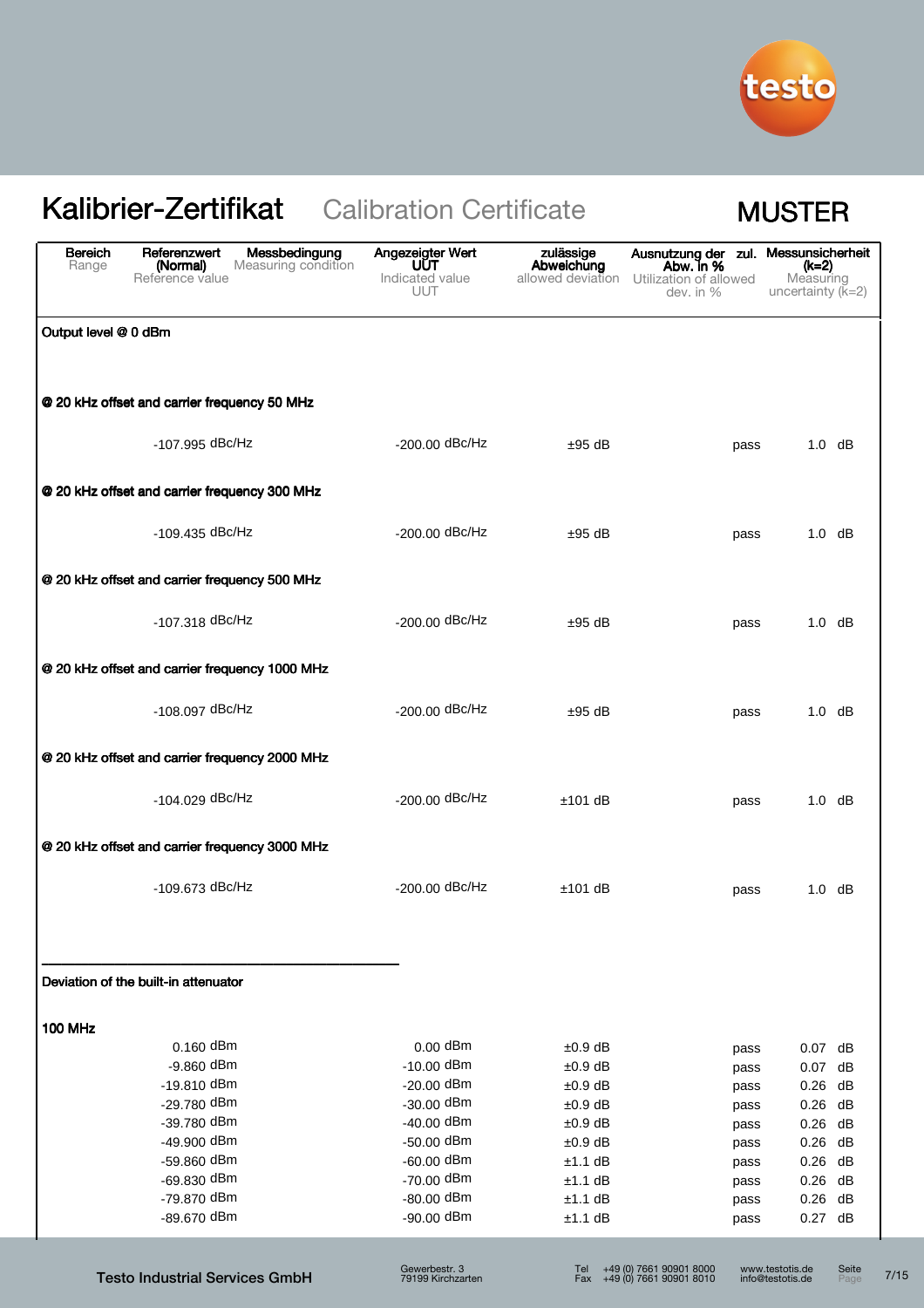# Kalibrier-Zertifikat Calibration Certificate

**MUSTER**

| Bereich<br>Range | Referenzwert (Normal)<br>Reference value | Messbedingung<br>Measuring condition | Angezeigter Wert UUT<br>Indicated value UUT | zulässige Abweichung<br>allowed deviation | Ausnutzung der zul. Abw. in %<br>Utilization of allowed dev. in % | | Messunsicherheit (k=2)<br>Measuring uncertainty (k=2) |
|---|---|---|---|---|---|---|---|
| **Output level @ 0 dBm** | | | | | | | |
| **@ 20 kHz offset and carrier frequency 50 MHz** | | | | | | | |
| | -107.995 dBc/Hz | | -200.00 dBc/Hz | ±95 dB | | pass | 1.0 dB |
| **@ 20 kHz offset and carrier frequency 300 MHz** | | | | | | | |
| | -109.435 dBc/Hz | | -200.00 dBc/Hz | ±95 dB | | pass | 1.0 dB |
| **@ 20 kHz offset and carrier frequency 500 MHz** | | | | | | | |
| | -107.318 dBc/Hz | | -200.00 dBc/Hz | ±95 dB | | pass | 1.0 dB |
| **@ 20 kHz offset and carrier frequency 1000 MHz** | | | | | | | |
| | -108.097 dBc/Hz | | -200.00 dBc/Hz | ±95 dB | | pass | 1.0 dB |
| **@ 20 kHz offset and carrier frequency 2000 MHz** | | | | | | | |
| | -104.029 dBc/Hz | | -200.00 dBc/Hz | ±101 dB | | pass | 1.0 dB |
| **@ 20 kHz offset and carrier frequency 3000 MHz** | | | | | | | |
| | -109.673 dBc/Hz | | -200.00 dBc/Hz | ±101 dB | | pass | 1.0 dB |
| **Deviation of the built-in attenuator** | | | | | | | |
| **100 MHz** | | | | | | | |
| | 0.160 dBm | | 0.00 dBm | ±0.9 dB | | pass | 0.07 dB |
| | -9.860 dBm | | -10.00 dBm | ±0.9 dB | | pass | 0.07 dB |
| | -19.810 dBm | | -20.00 dBm | ±0.9 dB | | pass | 0.26 dB |
| | -29.780 dBm | | -30.00 dBm | ±0.9 dB | | pass | 0.26 dB |
| | -39.780 dBm | | -40.00 dBm | ±0.9 dB | | pass | 0.26 dB |
| | -49.900 dBm | | -50.00 dBm | ±0.9 dB | | pass | 0.26 dB |
| | -59.860 dBm | | -60.00 dBm | ±1.1 dB | | pass | 0.26 dB |
| | -69.830 dBm | | -70.00 dBm | ±1.1 dB | | pass | 0.26 dB |
| | -79.870 dBm | | -80.00 dBm | ±1.1 dB | | pass | 0.26 dB |
| | -89.670 dBm | | -90.00 dBm | ±1.1 dB | | pass | 0.27 dB |

Testo Industrial Services GmbH | Gewerbestr. 3, 79199 Kirchzarten | Tel +49 (0) 7661 90901 8000 | Fax +49 (0) 7661 90901 8010 | www.testotis.de | info@testotis.de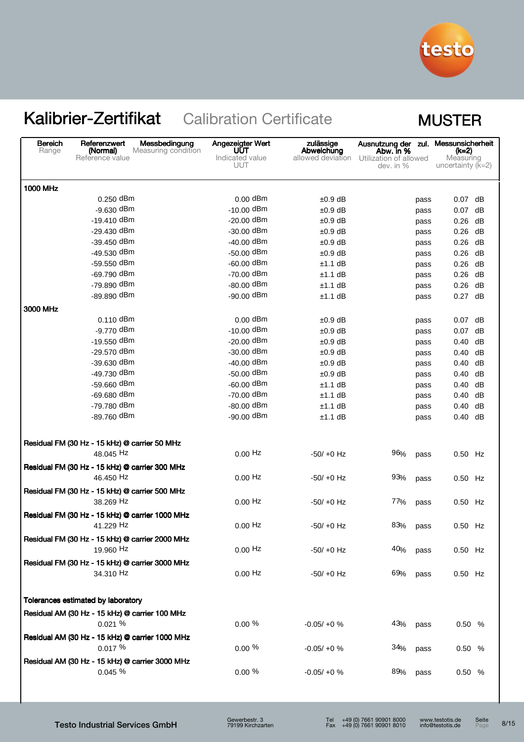# Kalibrier-Zertifikat Calibration Certificate

**MUSTER**

| Bereich<br>Range | Referenzwert (Normal)<br>Reference value | Messbedingung<br>Measuring condition | Angezeigter Wert UUT<br>Indicated value UUT | zulässige Abweichung<br>allowed deviation | Ausnutzung der zul. Abw. in %<br>Utilization of allowed dev. in % | | Messunsicherheit (k=2)<br>Measuring uncertainty (k=2) |
|---|---|---|---|---|---|---|---|
| **1000 MHz** | | | | | | | |
| | 0.250 dBm | | 0.00 dBm | ±0.9 dB | | pass | 0.07 dB |
| | -9.630 dBm | | -10.00 dBm | ±0.9 dB | | pass | 0.07 dB |
| | -19.410 dBm | | -20.00 dBm | ±0.9 dB | | pass | 0.26 dB |
| | -29.430 dBm | | -30.00 dBm | ±0.9 dB | | pass | 0.26 dB |
| | -39.450 dBm | | -40.00 dBm | ±0.9 dB | | pass | 0.26 dB |
| | -49.530 dBm | | -50.00 dBm | ±0.9 dB | | pass | 0.26 dB |
| | -59.550 dBm | | -60.00 dBm | ±1.1 dB | | pass | 0.26 dB |
| | -69.790 dBm | | -70.00 dBm | ±1.1 dB | | pass | 0.26 dB |
| | -79.890 dBm | | -80.00 dBm | ±1.1 dB | | pass | 0.26 dB |
| | -89.890 dBm | | -90.00 dBm | ±1.1 dB | | pass | 0.27 dB |
| **3000 MHz** | | | | | | | |
| | 0.110 dBm | | 0.00 dBm | ±0.9 dB | | pass | 0.07 dB |
| | -9.770 dBm | | -10.00 dBm | ±0.9 dB | | pass | 0.07 dB |
| | -19.550 dBm | | -20.00 dBm | ±0.9 dB | | pass | 0.40 dB |
| | -29.570 dBm | | -30.00 dBm | ±0.9 dB | | pass | 0.40 dB |
| | -39.630 dBm | | -40.00 dBm | ±0.9 dB | | pass | 0.40 dB |
| | -49.730 dBm | | -50.00 dBm | ±0.9 dB | | pass | 0.40 dB |
| | -59.660 dBm | | -60.00 dBm | ±1.1 dB | | pass | 0.40 dB |
| | -69.680 dBm | | -70.00 dBm | ±1.1 dB | | pass | 0.40 dB |
| | -79.780 dBm | | -80.00 dBm | ±1.1 dB | | pass | 0.40 dB |
| | -89.760 dBm | | -90.00 dBm | ±1.1 dB | | pass | 0.40 dB |
| **Residual FM (30 Hz - 15 kHz) @ carrier 50 MHz** | | | | | | | |
| | 48.045 Hz | | 0.00 Hz | -50/ +0 Hz | 96% | pass | 0.50 Hz |
| **Residual FM (30 Hz - 15 kHz) @ carrier 300 MHz** | | | | | | | |
| | 46.450 Hz | | 0.00 Hz | -50/ +0 Hz | 93% | pass | 0.50 Hz |
| **Residual FM (30 Hz - 15 kHz) @ carrier 500 MHz** | | | | | | | |
| | 38.269 Hz | | 0.00 Hz | -50/ +0 Hz | 77% | pass | 0.50 Hz |
| **Residual FM (30 Hz - 15 kHz) @ carrier 1000 MHz** | | | | | | | |
| | 41.229 Hz | | 0.00 Hz | -50/ +0 Hz | 83% | pass | 0.50 Hz |
| **Residual FM (30 Hz - 15 kHz) @ carrier 2000 MHz** | | | | | | | |
| | 19.960 Hz | | 0.00 Hz | -50/ +0 Hz | 40% | pass | 0.50 Hz |
| **Residual FM (30 Hz - 15 kHz) @ carrier 3000 MHz** | | | | | | | |
| | 34.310 Hz | | 0.00 Hz | -50/ +0 Hz | 69% | pass | 0.50 Hz |
| **Tolerances estimated by laboratory** | | | | | | | |
| **Residual AM (30 Hz - 15 kHz) @ carrier 100 MHz** | | | | | | | |
| | 0.021 % | | 0.00 % | -0.05/ +0 % | 43% | pass | 0.50 % |
| **Residual AM (30 Hz - 15 kHz) @ carrier 1000 MHz** | | | | | | | |
| | 0.017 % | | 0.00 % | -0.05/ +0 % | 34% | pass | 0.50 % |
| **Residual AM (30 Hz - 15 kHz) @ carrier 3000 MHz** | | | | | | | |
| | 0.045 % | | 0.00 % | -0.05/ +0 % | 89% | pass | 0.50 % |

Testo Industrial Services GmbH · Gewerbestr. 3, 79199 Kirchzarten · Tel +49 (0) 7661 90901 8000 · Fax +49 (0) 7661 90901 8010 · www.testotis.de · info@testotis.de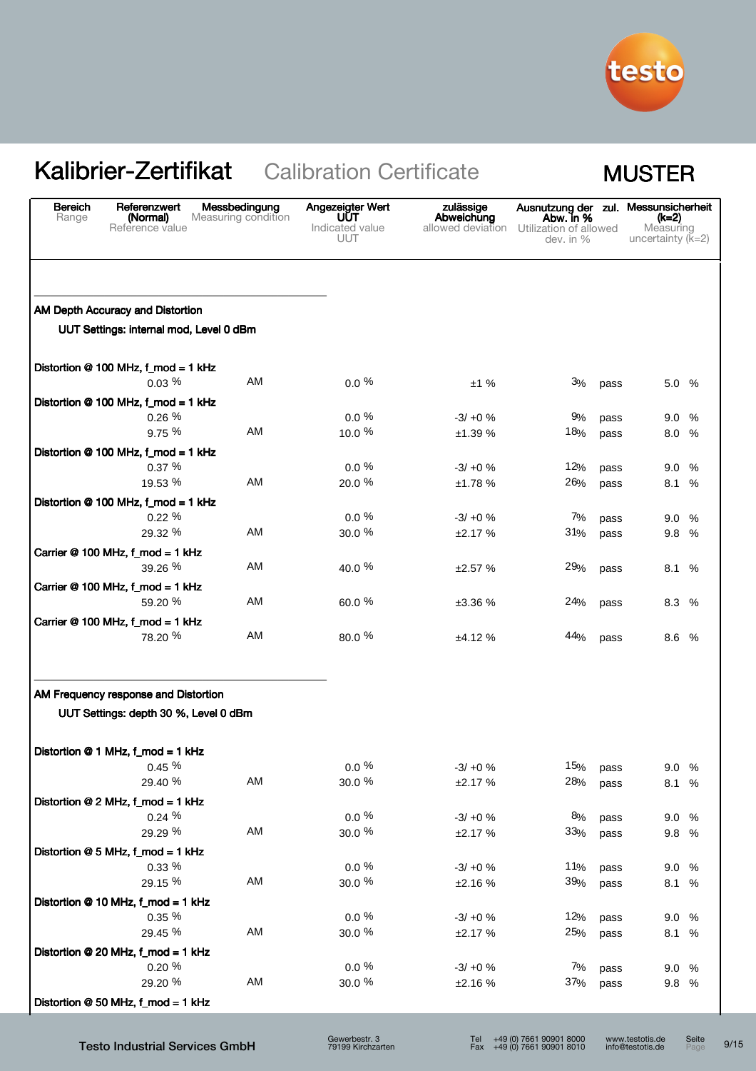# Kalibrier-Zertifikat Calibration Certificate

**MUSTER**

| Bereich<br>Range | Referenzwert (Normal)<br>Reference value | Messbedingung<br>Measuring condition | Angezeigter Wert UUT<br>Indicated value UUT | zulässige Abweichung<br>allowed deviation | Ausnutzung der zul. Abw. in %<br>Utilization of allowed dev. in % | | Messunsicherheit (k=2)<br>Measuring uncertainty (k=2) |
|---|---|---|---|---|---|---|---|
| **AM Depth Accuracy and Distortion** | | | | | | | |
| **UUT Settings: internal mod, Level 0 dBm** | | | | | | | |
| **Distortion @ 100 MHz, f_mod = 1 kHz** | | | | | | | |
| | 0.03 % | AM | 0.0 % | ±1 % | 3% | pass | 5.0 % |
| **Distortion @ 100 MHz, f_mod = 1 kHz** | | | | | | | |
| | 0.26 % | | 0.0 % | -3/ +0 % | 9% | pass | 9.0 % |
| | 9.75 % | AM | 10.0 % | ±1.39 % | 18% | pass | 8.0 % |
| **Distortion @ 100 MHz, f_mod = 1 kHz** | | | | | | | |
| | 0.37 % | | 0.0 % | -3/ +0 % | 12% | pass | 9.0 % |
| | 19.53 % | AM | 20.0 % | ±1.78 % | 26% | pass | 8.1 % |
| **Distortion @ 100 MHz, f_mod = 1 kHz** | | | | | | | |
| | 0.22 % | | 0.0 % | -3/ +0 % | 7% | pass | 9.0 % |
| | 29.32 % | AM | 30.0 % | ±2.17 % | 31% | pass | 9.8 % |
| **Carrier @ 100 MHz, f_mod = 1 kHz** | | | | | | | |
| | 39.26 % | AM | 40.0 % | ±2.57 % | 29% | pass | 8.1 % |
| **Carrier @ 100 MHz, f_mod = 1 kHz** | | | | | | | |
| | 59.20 % | AM | 60.0 % | ±3.36 % | 24% | pass | 8.3 % |
| **Carrier @ 100 MHz, f_mod = 1 kHz** | | | | | | | |
| | 78.20 % | AM | 80.0 % | ±4.12 % | 44% | pass | 8.6 % |
| **AM Frequency response and Distortion** | | | | | | | |
| **UUT Settings: depth 30 %, Level 0 dBm** | | | | | | | |
| **Distortion @ 1 MHz, f_mod = 1 kHz** | | | | | | | |
| | 0.45 % | | 0.0 % | -3/ +0 % | 15% | pass | 9.0 % |
| | 29.40 % | AM | 30.0 % | ±2.17 % | 28% | pass | 8.1 % |
| **Distortion @ 2 MHz, f_mod = 1 kHz** | | | | | | | |
| | 0.24 % | | 0.0 % | -3/ +0 % | 8% | pass | 9.0 % |
| | 29.29 % | AM | 30.0 % | ±2.17 % | 33% | pass | 9.8 % |
| **Distortion @ 5 MHz, f_mod = 1 kHz** | | | | | | | |
| | 0.33 % | | 0.0 % | -3/ +0 % | 11% | pass | 9.0 % |
| | 29.15 % | AM | 30.0 % | ±2.16 % | 39% | pass | 8.1 % |
| **Distortion @ 10 MHz, f_mod = 1 kHz** | | | | | | | |
| | 0.35 % | | 0.0 % | -3/ +0 % | 12% | pass | 9.0 % |
| | 29.45 % | AM | 30.0 % | ±2.17 % | 25% | pass | 8.1 % |
| **Distortion @ 20 MHz, f_mod = 1 kHz** | | | | | | | |
| | 0.20 % | | 0.0 % | -3/ +0 % | 7% | pass | 9.0 % |
| | 29.20 % | AM | 30.0 % | ±2.16 % | 37% | pass | 9.8 % |
| **Distortion @ 50 MHz, f_mod = 1 kHz** | | | | | | | |

Testo Industrial Services GmbH · Gewerbestr. 3, 79199 Kirchzarten · Tel +49 (0) 7661 90901 8000 · Fax +49 (0) 7661 90901 8010 · www.testotis.de · info@testotis.de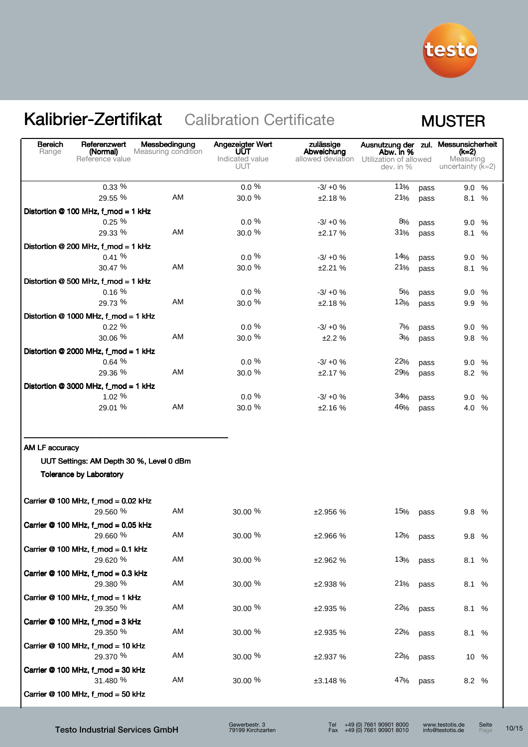# Kalibrier-Zertifikat Calibration Certificate

**MUSTER**

| Bereich Range | Referenzwert (Normal) Reference value | Messbedingung Measuring condition | Angezeigter Wert UUT Indicated value UUT | zulässige Abweichung allowed deviation | Ausnutzung der zul. Abw. in % Utilization of allowed dev. in % | | Messunsicherheit (k=2) Measuring uncertainty (k=2) |
|---|---|---|---|---|---|---|---|
| | 0.33 % | | 0.0 % | -3/ +0 % | 11% | pass | 9.0 % |
| | 29.55 % | AM | 30.0 % | ±2.18 % | 21% | pass | 8.1 % |
| **Distortion @ 100 MHz, f_mod = 1 kHz** | | | | | | | |
| | 0.25 % | | 0.0 % | -3/ +0 % | 8% | pass | 9.0 % |
| | 29.33 % | AM | 30.0 % | ±2.17 % | 31% | pass | 8.1 % |
| **Distortion @ 200 MHz, f_mod = 1 kHz** | | | | | | | |
| | 0.41 % | | 0.0 % | -3/ +0 % | 14% | pass | 9.0 % |
| | 30.47 % | AM | 30.0 % | ±2.21 % | 21% | pass | 8.1 % |
| **Distortion @ 500 MHz, f_mod = 1 kHz** | | | | | | | |
| | 0.16 % | | 0.0 % | -3/ +0 % | 5% | pass | 9.0 % |
| | 29.73 % | AM | 30.0 % | ±2.18 % | 12% | pass | 9.9 % |
| **Distortion @ 1000 MHz, f_mod = 1 kHz** | | | | | | | |
| | 0.22 % | | 0.0 % | -3/ +0 % | 7% | pass | 9.0 % |
| | 30.06 % | AM | 30.0 % | ±2.2 % | 3% | pass | 9.8 % |
| **Distortion @ 2000 MHz, f_mod = 1 kHz** | | | | | | | |
| | 0.64 % | | 0.0 % | -3/ +0 % | 22% | pass | 9.0 % |
| | 29.36 % | AM | 30.0 % | ±2.17 % | 29% | pass | 8.2 % |
| **Distortion @ 3000 MHz, f_mod = 1 kHz** | | | | | | | |
| | 1.02 % | | 0.0 % | -3/ +0 % | 34% | pass | 9.0 % |
| | 29.01 % | AM | 30.0 % | ±2.16 % | 46% | pass | 4.0 % |

---

**AM LF accuracy**

**UUT Settings: AM Depth 30 %, Level 0 dBm**

**Tolerance by Laboratory**

| Bereich Range | Referenzwert (Normal) Reference value | Messbedingung Measuring condition | Angezeigter Wert UUT Indicated value UUT | zulässige Abweichung allowed deviation | Ausnutzung der zul. Abw. in % Utilization of allowed dev. in % | | Messunsicherheit (k=2) Measuring uncertainty (k=2) |
|---|---|---|---|---|---|---|---|
| **Carrier @ 100 MHz, f_mod = 0.02 kHz** | | | | | | | |
| | 29.560 % | AM | 30.00 % | ±2.956 % | 15% | pass | 9.8 % |
| **Carrier @ 100 MHz, f_mod = 0.05 kHz** | | | | | | | |
| | 29.660 % | AM | 30.00 % | ±2.966 % | 12% | pass | 9.8 % |
| **Carrier @ 100 MHz, f_mod = 0.1 kHz** | | | | | | | |
| | 29.620 % | AM | 30.00 % | ±2.962 % | 13% | pass | 8.1 % |
| **Carrier @ 100 MHz, f_mod = 0.3 kHz** | | | | | | | |
| | 29.380 % | AM | 30.00 % | ±2.938 % | 21% | pass | 8.1 % |
| **Carrier @ 100 MHz, f_mod = 1 kHz** | | | | | | | |
| | 29.350 % | AM | 30.00 % | ±2.935 % | 22% | pass | 8.1 % |
| **Carrier @ 100 MHz, f_mod = 3 kHz** | | | | | | | |
| | 29.350 % | AM | 30.00 % | ±2.935 % | 22% | pass | 8.1 % |
| **Carrier @ 100 MHz, f_mod = 10 kHz** | | | | | | | |
| | 29.370 % | AM | 30.00 % | ±2.937 % | 22% | pass | 10 % |
| **Carrier @ 100 MHz, f_mod = 30 kHz** | | | | | | | |
| | 31.480 % | AM | 30.00 % | ±3.148 % | 47% | pass | 8.2 % |
| **Carrier @ 100 MHz, f_mod = 50 kHz** | | | | | | | |

Testo Industrial Services GmbH — Gewerbestr. 3, 79199 Kirchzarten — Tel +49 (0) 7661 90901 8000, Fax +49 (0) 7661 90901 8010 — www.testotis.de, info@testotis.de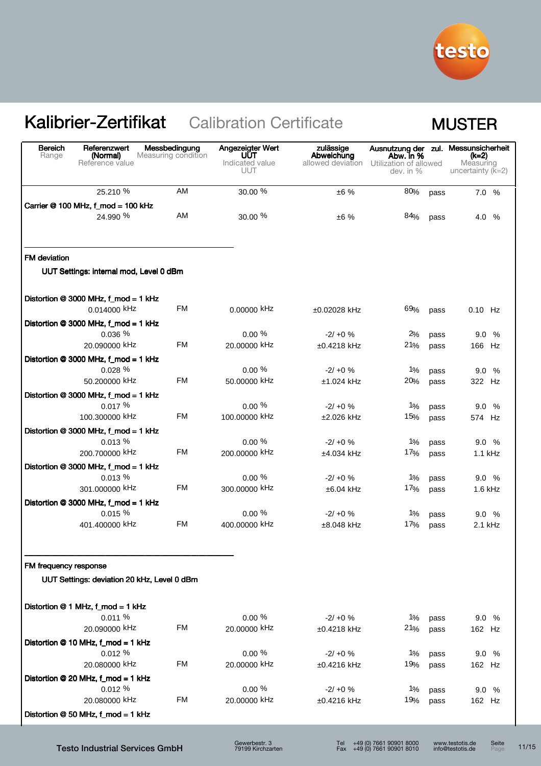# Kalibrier-Zertifikat Calibration Certificate

**MUSTER**

| Bereich Range | Referenzwert (Normal) Reference value | Messbedingung Measuring condition | Angezeigter Wert UUT Indicated value UUT | zulässige Abweichung allowed deviation | Ausnutzung der zul. Abw. in % Utilization of allowed dev. in % | | Messunsicherheit (k=2) Measuring uncertainty (k=2) |
|---|---|---|---|---|---|---|---|
| | 25.210 % | AM | 30.00 % | ±6 % | 80% | pass | 7.0 % |
| **Carrier @ 100 MHz, f_mod = 100 kHz** | | | | | | | |
| | 24.990 % | AM | 30.00 % | ±6 % | 84% | pass | 4.0 % |

**FM deviation**

**UUT Settings: internal mod, Level 0 dBm**

| Bereich Range | Referenzwert (Normal) Reference value | Messbedingung Measuring condition | Angezeigter Wert UUT Indicated value UUT | zulässige Abweichung allowed deviation | Ausnutzung der zul. Abw. in % Utilization of allowed dev. in % | | Messunsicherheit (k=2) Measuring uncertainty (k=2) |
|---|---|---|---|---|---|---|---|
| **Distortion @ 3000 MHz, f_mod = 1 kHz** | | | | | | | |
| | 0.014000 kHz | FM | 0.00000 kHz | ±0.02028 kHz | 69% | pass | 0.10 Hz |
| **Distortion @ 3000 MHz, f_mod = 1 kHz** | | | | | | | |
| | 0.036 % | | 0.00 % | -2/ +0 % | 2% | pass | 9.0 % |
| | 20.090000 kHz | FM | 20.00000 kHz | ±0.4218 kHz | 21% | pass | 166 Hz |
| **Distortion @ 3000 MHz, f_mod = 1 kHz** | | | | | | | |
| | 0.028 % | | 0.00 % | -2/ +0 % | 1% | pass | 9.0 % |
| | 50.200000 kHz | FM | 50.00000 kHz | ±1.024 kHz | 20% | pass | 322 Hz |
| **Distortion @ 3000 MHz, f_mod = 1 kHz** | | | | | | | |
| | 0.017 % | | 0.00 % | -2/ +0 % | 1% | pass | 9.0 % |
| | 100.300000 kHz | FM | 100.00000 kHz | ±2.026 kHz | 15% | pass | 574 Hz |
| **Distortion @ 3000 MHz, f_mod = 1 kHz** | | | | | | | |
| | 0.013 % | | 0.00 % | -2/ +0 % | 1% | pass | 9.0 % |
| | 200.700000 kHz | FM | 200.00000 kHz | ±4.034 kHz | 17% | pass | 1.1 kHz |
| **Distortion @ 3000 MHz, f_mod = 1 kHz** | | | | | | | |
| | 0.013 % | | 0.00 % | -2/ +0 % | 1% | pass | 9.0 % |
| | 301.000000 kHz | FM | 300.00000 kHz | ±6.04 kHz | 17% | pass | 1.6 kHz |
| **Distortion @ 3000 MHz, f_mod = 1 kHz** | | | | | | | |
| | 0.015 % | | 0.00 % | -2/ +0 % | 1% | pass | 9.0 % |
| | 401.400000 kHz | FM | 400.00000 kHz | ±8.048 kHz | 17% | pass | 2.1 kHz |

**FM frequency response**

**UUT Settings: deviation 20 kHz, Level 0 dBm**

| Bereich Range | Referenzwert (Normal) Reference value | Messbedingung Measuring condition | Angezeigter Wert UUT Indicated value UUT | zulässige Abweichung allowed deviation | Ausnutzung der zul. Abw. in % Utilization of allowed dev. in % | | Messunsicherheit (k=2) Measuring uncertainty (k=2) |
|---|---|---|---|---|---|---|---|
| **Distortion @ 1 MHz, f_mod = 1 kHz** | | | | | | | |
| | 0.011 % | | 0.00 % | -2/ +0 % | 1% | pass | 9.0 % |
| | 20.090000 kHz | FM | 20.00000 kHz | ±0.4218 kHz | 21% | pass | 162 Hz |
| **Distortion @ 10 MHz, f_mod = 1 kHz** | | | | | | | |
| | 0.012 % | | 0.00 % | -2/ +0 % | 1% | pass | 9.0 % |
| | 20.080000 kHz | FM | 20.00000 kHz | ±0.4216 kHz | 19% | pass | 162 Hz |
| **Distortion @ 20 MHz, f_mod = 1 kHz** | | | | | | | |
| | 0.012 % | | 0.00 % | -2/ +0 % | 1% | pass | 9.0 % |
| | 20.080000 kHz | FM | 20.00000 kHz | ±0.4216 kHz | 19% | pass | 162 Hz |
| **Distortion @ 50 MHz, f_mod = 1 kHz** | | | | | | | |

Testo Industrial Services GmbH — Gewerbestr. 3, 79199 Kirchzarten — Tel +49 (0) 7661 90901 8000, Fax +49 (0) 7661 90901 8010 — www.testotis.de, info@testotis.de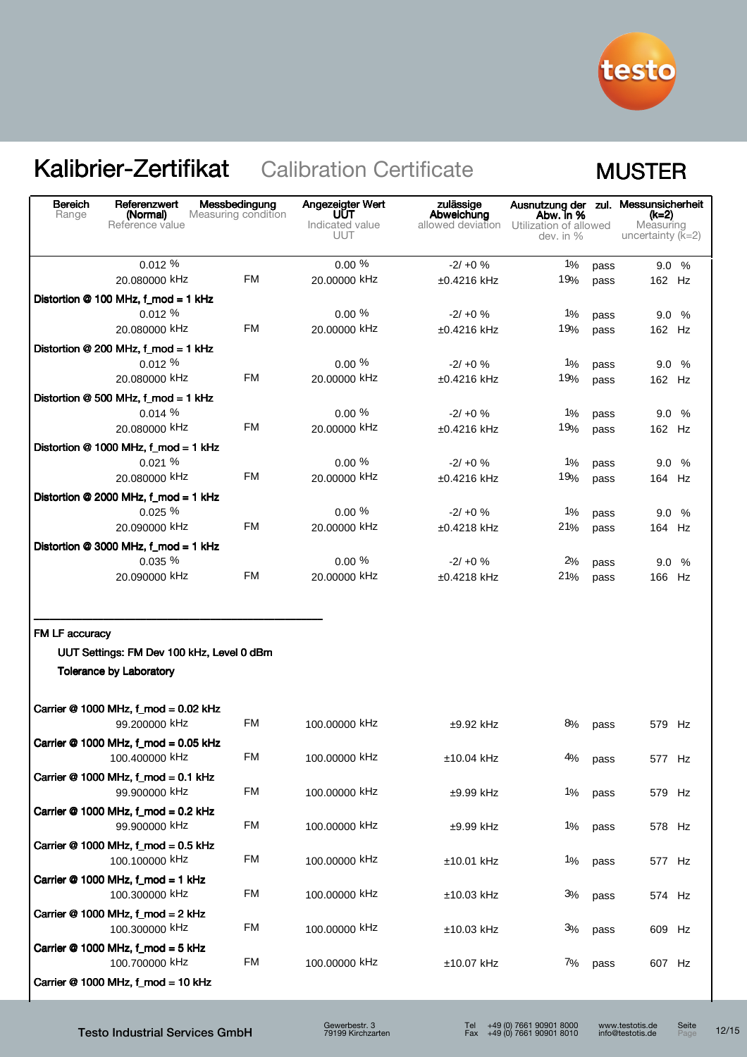# Kalibrier-Zertifikat Calibration Certificate

**MUSTER**

| Bereich<br>Range | Referenzwert (Normal)<br>Reference value | Messbedingung<br>Measuring condition | Angezeigter Wert UUT<br>Indicated value UUT | zulässige Abweichung<br>allowed deviation | Ausnutzung der zul. Abw. in %<br>Utilization of allowed dev. in % | | Messunsicherheit (k=2)<br>Measuring uncertainty (k=2) |
|---|---|---|---|---|---|---|---|
| | 0.012 % | | 0.00 % | -2/ +0 % | 1% | pass | 9.0 % |
| | 20.080000 kHz | FM | 20.00000 kHz | ±0.4216 kHz | 19% | pass | 162 Hz |
| **Distortion @ 100 MHz, f_mod = 1 kHz** | | | | | | | |
| | 0.012 % | | 0.00 % | -2/ +0 % | 1% | pass | 9.0 % |
| | 20.080000 kHz | FM | 20.00000 kHz | ±0.4216 kHz | 19% | pass | 162 Hz |
| **Distortion @ 200 MHz, f_mod = 1 kHz** | | | | | | | |
| | 0.012 % | | 0.00 % | -2/ +0 % | 1% | pass | 9.0 % |
| | 20.080000 kHz | FM | 20.00000 kHz | ±0.4216 kHz | 19% | pass | 162 Hz |
| **Distortion @ 500 MHz, f_mod = 1 kHz** | | | | | | | |
| | 0.014 % | | 0.00 % | -2/ +0 % | 1% | pass | 9.0 % |
| | 20.080000 kHz | FM | 20.00000 kHz | ±0.4216 kHz | 19% | pass | 162 Hz |
| **Distortion @ 1000 MHz, f_mod = 1 kHz** | | | | | | | |
| | 0.021 % | | 0.00 % | -2/ +0 % | 1% | pass | 9.0 % |
| | 20.080000 kHz | FM | 20.00000 kHz | ±0.4216 kHz | 19% | pass | 164 Hz |
| **Distortion @ 2000 MHz, f_mod = 1 kHz** | | | | | | | |
| | 0.025 % | | 0.00 % | -2/ +0 % | 1% | pass | 9.0 % |
| | 20.090000 kHz | FM | 20.00000 kHz | ±0.4218 kHz | 21% | pass | 164 Hz |
| **Distortion @ 3000 MHz, f_mod = 1 kHz** | | | | | | | |
| | 0.035 % | | 0.00 % | -2/ +0 % | 2% | pass | 9.0 % |
| | 20.090000 kHz | FM | 20.00000 kHz | ±0.4218 kHz | 21% | pass | 166 Hz |

---

**FM LF accuracy**

**UUT Settings: FM Dev 100 kHz, Level 0 dBm**

**Tolerance by Laboratory**

| Bereich<br>Range | Referenzwert (Normal)<br>Reference value | Messbedingung<br>Measuring condition | Angezeigter Wert UUT<br>Indicated value UUT | zulässige Abweichung<br>allowed deviation | Ausnutzung der zul. Abw. in %<br>Utilization of allowed dev. in % | | Messunsicherheit (k=2)<br>Measuring uncertainty (k=2) |
|---|---|---|---|---|---|---|---|
| **Carrier @ 1000 MHz, f_mod = 0.02 kHz** | | | | | | | |
| | 99.200000 kHz | FM | 100.00000 kHz | ±9.92 kHz | 8% | pass | 579 Hz |
| **Carrier @ 1000 MHz, f_mod = 0.05 kHz** | | | | | | | |
| | 100.400000 kHz | FM | 100.00000 kHz | ±10.04 kHz | 4% | pass | 577 Hz |
| **Carrier @ 1000 MHz, f_mod = 0.1 kHz** | | | | | | | |
| | 99.900000 kHz | FM | 100.00000 kHz | ±9.99 kHz | 1% | pass | 579 Hz |
| **Carrier @ 1000 MHz, f_mod = 0.2 kHz** | | | | | | | |
| | 99.900000 kHz | FM | 100.00000 kHz | ±9.99 kHz | 1% | pass | 578 Hz |
| **Carrier @ 1000 MHz, f_mod = 0.5 kHz** | | | | | | | |
| | 100.100000 kHz | FM | 100.00000 kHz | ±10.01 kHz | 1% | pass | 577 Hz |
| **Carrier @ 1000 MHz, f_mod = 1 kHz** | | | | | | | |
| | 100.300000 kHz | FM | 100.00000 kHz | ±10.03 kHz | 3% | pass | 574 Hz |
| **Carrier @ 1000 MHz, f_mod = 2 kHz** | | | | | | | |
| | 100.300000 kHz | FM | 100.00000 kHz | ±10.03 kHz | 3% | pass | 609 Hz |
| **Carrier @ 1000 MHz, f_mod = 5 kHz** | | | | | | | |
| | 100.700000 kHz | FM | 100.00000 kHz | ±10.07 kHz | 7% | pass | 607 Hz |
| **Carrier @ 1000 MHz, f_mod = 10 kHz** | | | | | | | |

Testo Industrial Services GmbH — Gewerbestr. 3, 79199 Kirchzarten — Tel +49 (0) 7661 90901 8000, Fax +49 (0) 7661 90901 8010 — www.testotis.de, info@testotis.de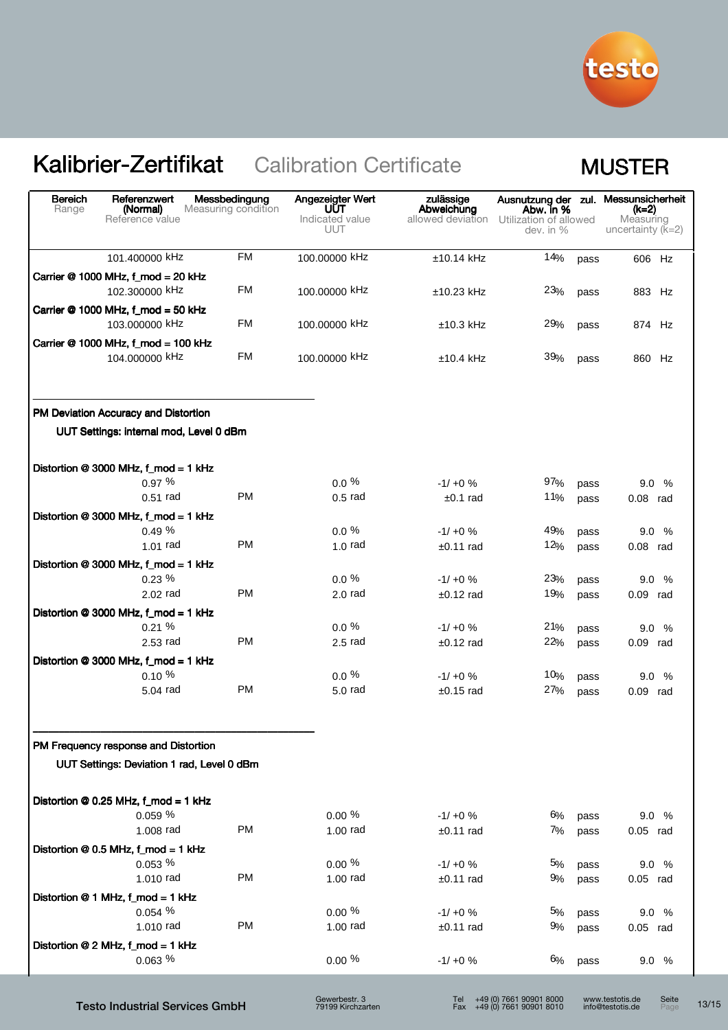# Kalibrier-Zertifikat  Calibration Certificate

**MUSTER**

| Bereich<br>Range | Referenzwert (Normal)<br>Reference value | Messbedingung<br>Measuring condition | Angezeigter Wert UUT<br>Indicated value UUT | zulässige Abweichung<br>allowed deviation | Ausnutzung der zul. Abw. in %<br>Utilization of allowed dev. in % | | Messunsicherheit (k=2)<br>Measuring uncertainty (k=2) |
|---|---|---|---|---|---|---|---|
| | 101.400000 kHz | FM | 100.00000 kHz | ±10.14 kHz | 14% | pass | 606 Hz |
| **Carrier @ 1000 MHz, f_mod = 20 kHz** | | | | | | | |
| | 102.300000 kHz | FM | 100.00000 kHz | ±10.23 kHz | 23% | pass | 883 Hz |
| **Carrier @ 1000 MHz, f_mod = 50 kHz** | | | | | | | |
| | 103.000000 kHz | FM | 100.00000 kHz | ±10.3 kHz | 29% | pass | 874 Hz |
| **Carrier @ 1000 MHz, f_mod = 100 kHz** | | | | | | | |
| | 104.000000 kHz | FM | 100.00000 kHz | ±10.4 kHz | 39% | pass | 860 Hz |

**PM Deviation Accuracy and Distortion**

**UUT Settings: internal mod, Level 0 dBm**

| Bereich<br>Range | Referenzwert (Normal)<br>Reference value | Messbedingung<br>Measuring condition | Angezeigter Wert UUT<br>Indicated value UUT | zulässige Abweichung<br>allowed deviation | Ausnutzung der zul. Abw. in %<br>Utilization of allowed dev. in % | | Messunsicherheit (k=2)<br>Measuring uncertainty (k=2) |
|---|---|---|---|---|---|---|---|
| **Distortion @ 3000 MHz, f_mod = 1 kHz** | | | | | | | |
| | 0.97 % | | 0.0 % | -1/ +0 % | 97% | pass | 9.0 % |
| | 0.51 rad | PM | 0.5 rad | ±0.1 rad | 11% | pass | 0.08 rad |
| **Distortion @ 3000 MHz, f_mod = 1 kHz** | | | | | | | |
| | 0.49 % | | 0.0 % | -1/ +0 % | 49% | pass | 9.0 % |
| | 1.01 rad | PM | 1.0 rad | ±0.11 rad | 12% | pass | 0.08 rad |
| **Distortion @ 3000 MHz, f_mod = 1 kHz** | | | | | | | |
| | 0.23 % | | 0.0 % | -1/ +0 % | 23% | pass | 9.0 % |
| | 2.02 rad | PM | 2.0 rad | ±0.12 rad | 19% | pass | 0.09 rad |
| **Distortion @ 3000 MHz, f_mod = 1 kHz** | | | | | | | |
| | 0.21 % | | 0.0 % | -1/ +0 % | 21% | pass | 9.0 % |
| | 2.53 rad | PM | 2.5 rad | ±0.12 rad | 22% | pass | 0.09 rad |
| **Distortion @ 3000 MHz, f_mod = 1 kHz** | | | | | | | |
| | 0.10 % | | 0.0 % | -1/ +0 % | 10% | pass | 9.0 % |
| | 5.04 rad | PM | 5.0 rad | ±0.15 rad | 27% | pass | 0.09 rad |

**PM Frequency response and Distortion**

**UUT Settings: Deviation 1 rad, Level 0 dBm**

| Bereich<br>Range | Referenzwert (Normal)<br>Reference value | Messbedingung<br>Measuring condition | Angezeigter Wert UUT<br>Indicated value UUT | zulässige Abweichung<br>allowed deviation | Ausnutzung der zul. Abw. in %<br>Utilization of allowed dev. in % | | Messunsicherheit (k=2)<br>Measuring uncertainty (k=2) |
|---|---|---|---|---|---|---|---|
| **Distortion @ 0.25 MHz, f_mod = 1 kHz** | | | | | | | |
| | 0.059 % | | 0.00 % | -1/ +0 % | 6% | pass | 9.0 % |
| | 1.008 rad | PM | 1.00 rad | ±0.11 rad | 7% | pass | 0.05 rad |
| **Distortion @ 0.5 MHz, f_mod = 1 kHz** | | | | | | | |
| | 0.053 % | | 0.00 % | -1/ +0 % | 5% | pass | 9.0 % |
| | 1.010 rad | PM | 1.00 rad | ±0.11 rad | 9% | pass | 0.05 rad |
| **Distortion @ 1 MHz, f_mod = 1 kHz** | | | | | | | |
| | 0.054 % | | 0.00 % | -1/ +0 % | 5% | pass | 9.0 % |
| | 1.010 rad | PM | 1.00 rad | ±0.11 rad | 9% | pass | 0.05 rad |
| **Distortion @ 2 MHz, f_mod = 1 kHz** | | | | | | | |
| | 0.063 % | | 0.00 % | -1/ +0 % | 6% | pass | 9.0 % |

Testo Industrial Services GmbH — Gewerbestr. 3, 79199 Kirchzarten — Tel +49 (0) 7661 90901 8000, Fax +49 (0) 7661 90901 8010 — www.testotis.de, info@testotis.de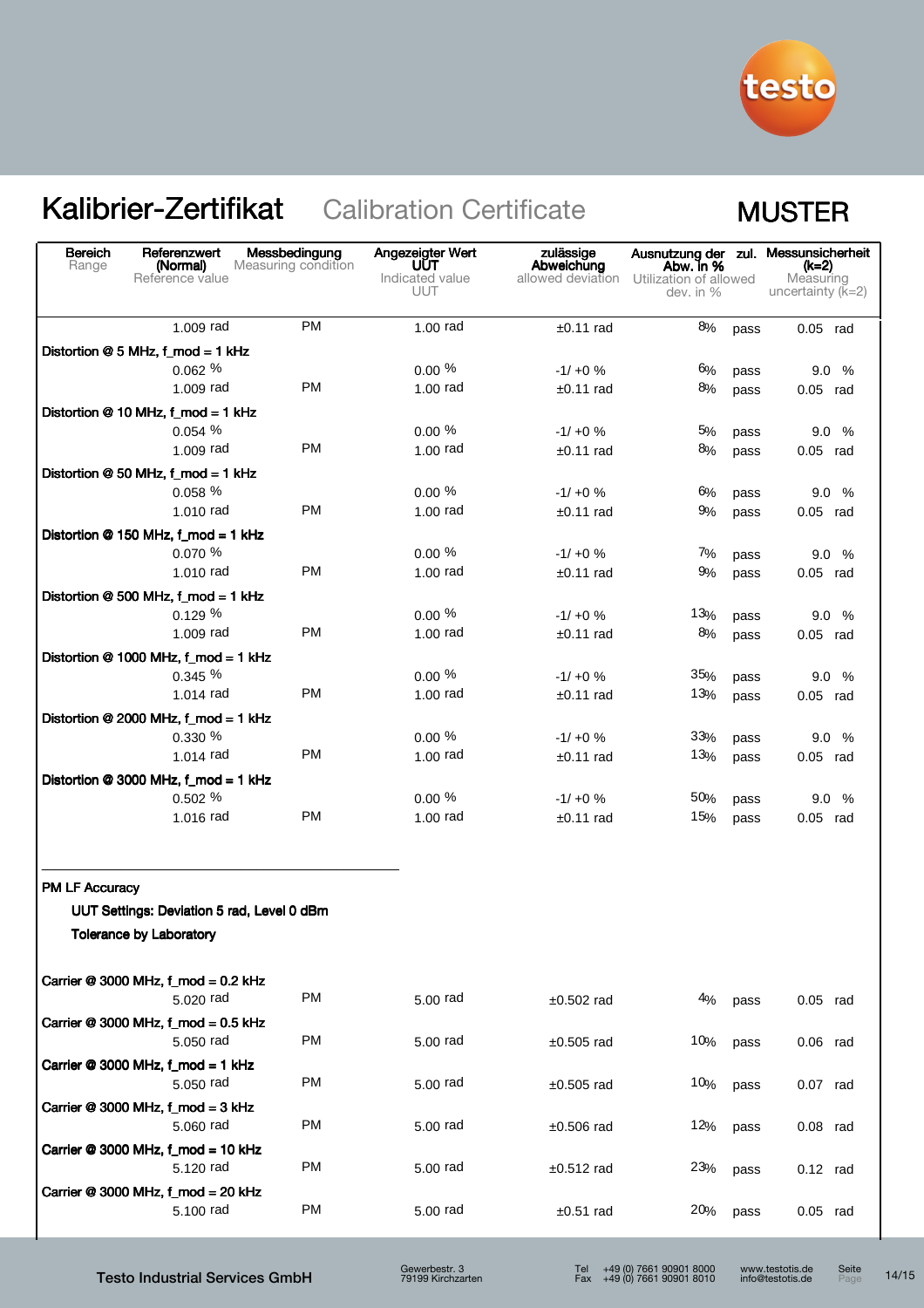# Kalibrier-Zertifikat Calibration Certificate

**MUSTER**

| Bereich Range | Referenzwert (Normal) Reference value | Messbedingung Measuring condition | Angezeigter Wert UUT Indicated value UUT | zulässige Abweichung allowed deviation | Ausnutzung der zul. Abw. in % Utilization of allowed dev. in % | | Messunsicherheit (k=2) Measuring uncertainty (k=2) |
|---|---|---|---|---|---|---|---|
| | 1.009 rad | PM | 1.00 rad | ±0.11 rad | 8% | pass | 0.05 rad |
| **Distortion @ 5 MHz, f_mod = 1 kHz** | | | | | | | |
| | 0.062 % | | 0.00 % | -1/ +0 % | 6% | pass | 9.0 % |
| | 1.009 rad | PM | 1.00 rad | ±0.11 rad | 8% | pass | 0.05 rad |
| **Distortion @ 10 MHz, f_mod = 1 kHz** | | | | | | | |
| | 0.054 % | | 0.00 % | -1/ +0 % | 5% | pass | 9.0 % |
| | 1.009 rad | PM | 1.00 rad | ±0.11 rad | 8% | pass | 0.05 rad |
| **Distortion @ 50 MHz, f_mod = 1 kHz** | | | | | | | |
| | 0.058 % | | 0.00 % | -1/ +0 % | 6% | pass | 9.0 % |
| | 1.010 rad | PM | 1.00 rad | ±0.11 rad | 9% | pass | 0.05 rad |
| **Distortion @ 150 MHz, f_mod = 1 kHz** | | | | | | | |
| | 0.070 % | | 0.00 % | -1/ +0 % | 7% | pass | 9.0 % |
| | 1.010 rad | PM | 1.00 rad | ±0.11 rad | 9% | pass | 0.05 rad |
| **Distortion @ 500 MHz, f_mod = 1 kHz** | | | | | | | |
| | 0.129 % | | 0.00 % | -1/ +0 % | 13% | pass | 9.0 % |
| | 1.009 rad | PM | 1.00 rad | ±0.11 rad | 8% | pass | 0.05 rad |
| **Distortion @ 1000 MHz, f_mod = 1 kHz** | | | | | | | |
| | 0.345 % | | 0.00 % | -1/ +0 % | 35% | pass | 9.0 % |
| | 1.014 rad | PM | 1.00 rad | ±0.11 rad | 13% | pass | 0.05 rad |
| **Distortion @ 2000 MHz, f_mod = 1 kHz** | | | | | | | |
| | 0.330 % | | 0.00 % | -1/ +0 % | 33% | pass | 9.0 % |
| | 1.014 rad | PM | 1.00 rad | ±0.11 rad | 13% | pass | 0.05 rad |
| **Distortion @ 3000 MHz, f_mod = 1 kHz** | | | | | | | |
| | 0.502 % | | 0.00 % | -1/ +0 % | 50% | pass | 9.0 % |
| | 1.016 rad | PM | 1.00 rad | ±0.11 rad | 15% | pass | 0.05 rad |

**PM LF Accuracy**

**UUT Settings: Deviation 5 rad, Level 0 dBm**

**Tolerance by Laboratory**

| Bereich Range | Referenzwert (Normal) Reference value | Messbedingung Measuring condition | Angezeigter Wert UUT Indicated value UUT | zulässige Abweichung allowed deviation | Ausnutzung der zul. Abw. in % Utilization of allowed dev. in % | | Messunsicherheit (k=2) Measuring uncertainty (k=2) |
|---|---|---|---|---|---|---|---|
| **Carrier @ 3000 MHz, f_mod = 0.2 kHz** | | | | | | | |
| | 5.020 rad | PM | 5.00 rad | ±0.502 rad | 4% | pass | 0.05 rad |
| **Carrier @ 3000 MHz, f_mod = 0.5 kHz** | | | | | | | |
| | 5.050 rad | PM | 5.00 rad | ±0.505 rad | 10% | pass | 0.06 rad |
| **Carrier @ 3000 MHz, f_mod = 1 kHz** | | | | | | | |
| | 5.050 rad | PM | 5.00 rad | ±0.505 rad | 10% | pass | 0.07 rad |
| **Carrier @ 3000 MHz, f_mod = 3 kHz** | | | | | | | |
| | 5.060 rad | PM | 5.00 rad | ±0.506 rad | 12% | pass | 0.08 rad |
| **Carrier @ 3000 MHz, f_mod = 10 kHz** | | | | | | | |
| | 5.120 rad | PM | 5.00 rad | ±0.512 rad | 23% | pass | 0.12 rad |
| **Carrier @ 3000 MHz, f_mod = 20 kHz** | | | | | | | |
| | 5.100 rad | PM | 5.00 rad | ±0.51 rad | 20% | pass | 0.05 rad |

Testo Industrial Services GmbH — Gewerbestr. 3, 79199 Kirchzarten — Tel +49 (0) 7661 90901 8000, Fax +49 (0) 7661 90901 8010 — www.testotis.de, info@testotis.de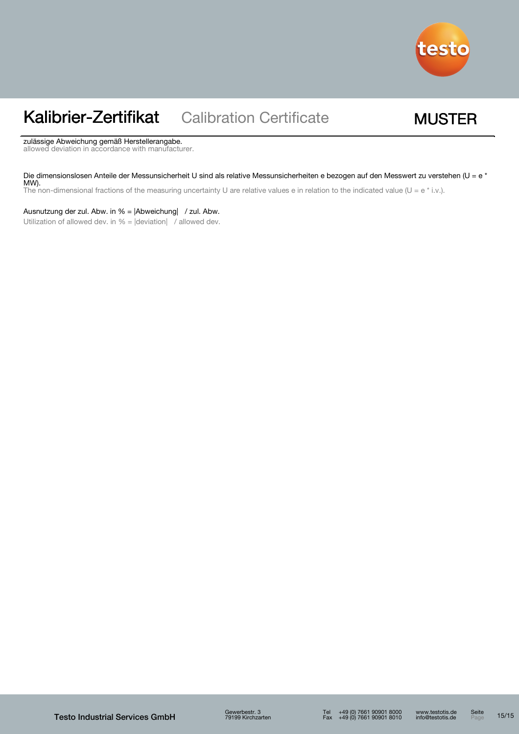zulässige Abweichung gemäß Herstellerangabe.
allowed deviation in accordance with manufacturer.

Die dimensionslosen Anteile der Messunsicherheit U sind als relative Messunsicherheiten e bezogen auf den Messwert zu verstehen (U = e * MW).
The non-dimensional fractions of the measuring uncertainty U are relative values e in relation to the indicated value (U = e * i.v.).

Ausnutzung der zul. Abw. in % = |Abweichung| / zul. Abw.
Utilization of allowed dev. in % = |deviation| / allowed dev.